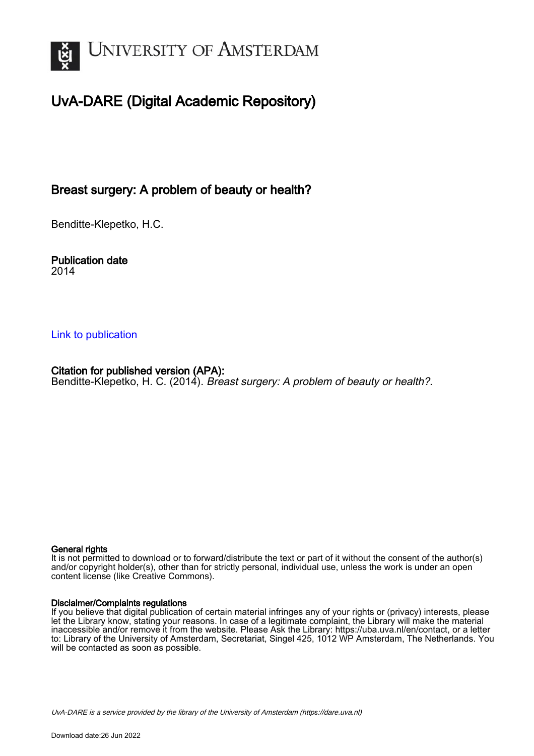# UvA-DARE (Digital Academic Repository)

## Breast surgery: A problem of beauty or health?

Benditte-Klepetko, H.C.

**Publication date**
2014

[Link to publication](#)

**Citation for published version (APA):**
Benditte-Klepetko, H. C. (2014). *Breast surgery: A problem of beauty or health?*.

**General rights**
It is not permitted to download or to forward/distribute the text or part of it without the consent of the author(s) and/or copyright holder(s), other than for strictly personal, individual use, unless the work is under an open content license (like Creative Commons).

**Disclaimer/Complaints regulations**
If you believe that digital publication of certain material infringes any of your rights or (privacy) interests, please let the Library know, stating your reasons. In case of a legitimate complaint, the Library will make the material inaccessible and/or remove it from the website. Please Ask the Library: https://uba.uva.nl/en/contact, or a letter to: Library of the University of Amsterdam, Secretariat, Singel 425, 1012 WP Amsterdam, The Netherlands. You will be contacted as soon as possible.

*UvA-DARE is a service provided by the library of the University of Amsterdam (https://dare.uva.nl)*

Download date:26 Jun 2022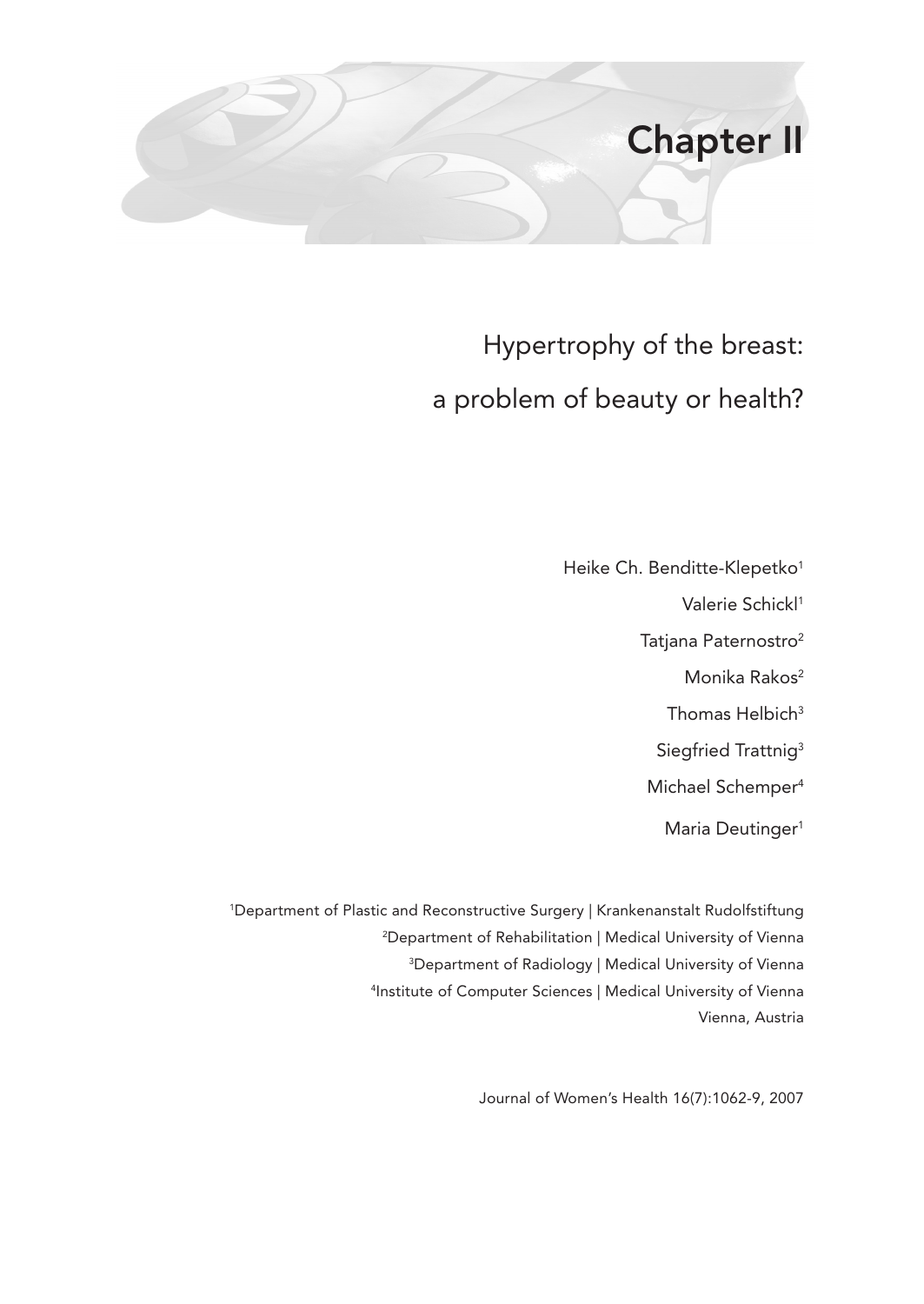# Chapter II

## Hypertrophy of the breast: a problem of beauty or health?

Heike Ch. Benditte-Klepetko[1]

Valerie Schickl[1]

Tatjana Paternostro[2]

Monika Rakos[2]

Thomas Helbich[3]

Siegfried Trattnig[3]

Michael Schemper[4]

Maria Deutinger[1]

[1]Department of Plastic and Reconstructive Surgery | Krankenanstalt Rudolfstiftung
[2]Department of Rehabilitation | Medical University of Vienna
[3]Department of Radiology | Medical University of Vienna
[4]Institute of Computer Sciences | Medical University of Vienna
Vienna, Austria

Journal of Women's Health 16(7):1062-9, 2007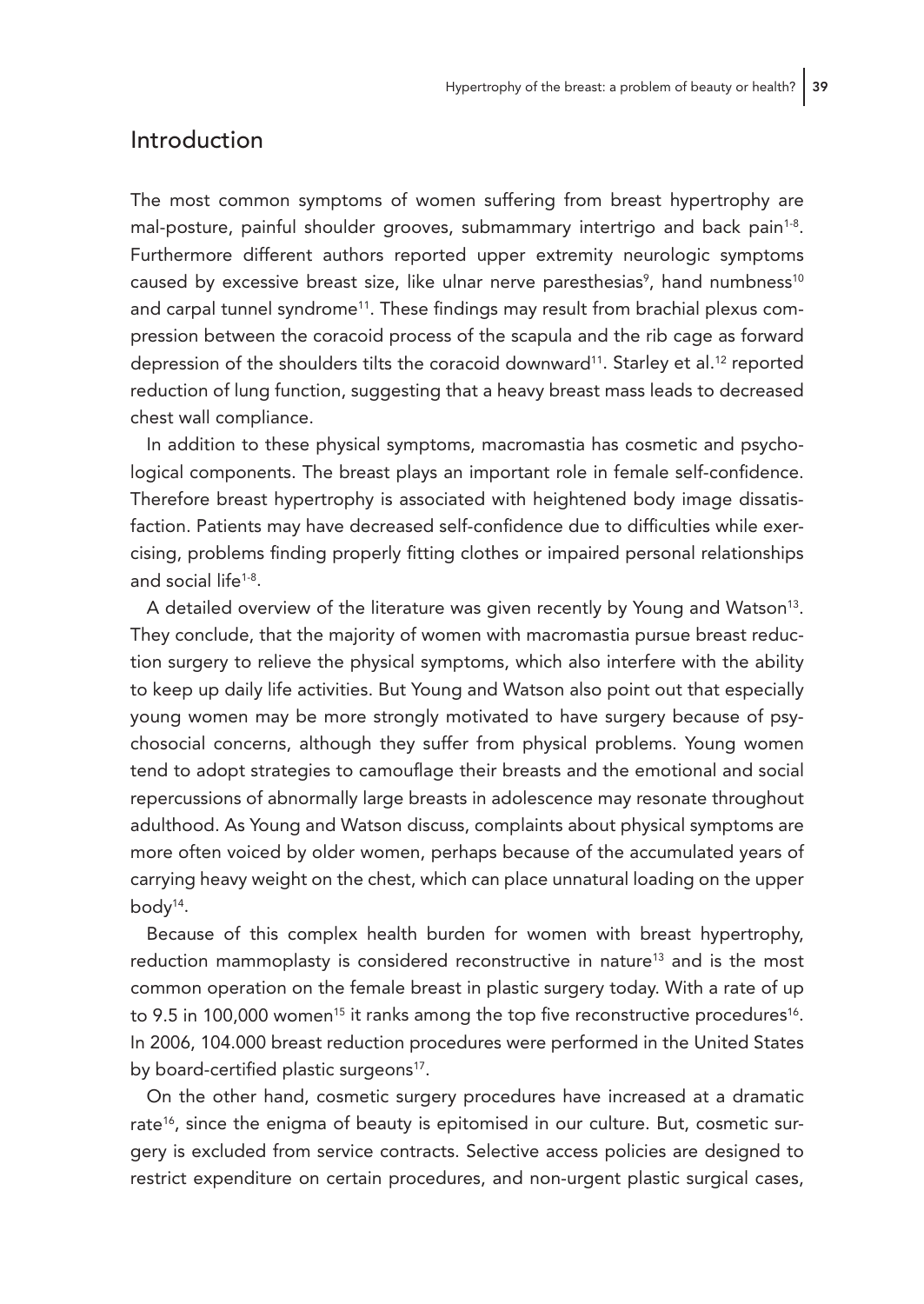## Introduction

The most common symptoms of women suffering from breast hypertrophy are mal-posture, painful shoulder grooves, submammary intertrigo and back pain[1-8]. Furthermore different authors reported upper extremity neurologic symptoms caused by excessive breast size, like ulnar nerve paresthesias[9], hand numbness[10] and carpal tunnel syndrome[11]. These findings may result from brachial plexus compression between the coracoid process of the scapula and the rib cage as forward depression of the shoulders tilts the coracoid downward[11]. Starley et al.[12] reported reduction of lung function, suggesting that a heavy breast mass leads to decreased chest wall compliance.

In addition to these physical symptoms, macromastia has cosmetic and psychological components. The breast plays an important role in female self-confidence. Therefore breast hypertrophy is associated with heightened body image dissatisfaction. Patients may have decreased self-confidence due to difficulties while exercising, problems finding properly fitting clothes or impaired personal relationships and social life[1-8].

A detailed overview of the literature was given recently by Young and Watson[13]. They conclude, that the majority of women with macromastia pursue breast reduction surgery to relieve the physical symptoms, which also interfere with the ability to keep up daily life activities. But Young and Watson also point out that especially young women may be more strongly motivated to have surgery because of psychosocial concerns, although they suffer from physical problems. Young women tend to adopt strategies to camouflage their breasts and the emotional and social repercussions of abnormally large breasts in adolescence may resonate throughout adulthood. As Young and Watson discuss, complaints about physical symptoms are more often voiced by older women, perhaps because of the accumulated years of carrying heavy weight on the chest, which can place unnatural loading on the upper body[14].

Because of this complex health burden for women with breast hypertrophy, reduction mammoplasty is considered reconstructive in nature[13] and is the most common operation on the female breast in plastic surgery today. With a rate of up to 9.5 in 100,000 women[15] it ranks among the top five reconstructive procedures[16]. In 2006, 104.000 breast reduction procedures were performed in the United States by board-certified plastic surgeons[17].

On the other hand, cosmetic surgery procedures have increased at a dramatic rate[16], since the enigma of beauty is epitomised in our culture. But, cosmetic surgery is excluded from service contracts. Selective access policies are designed to restrict expenditure on certain procedures, and non-urgent plastic surgical cases,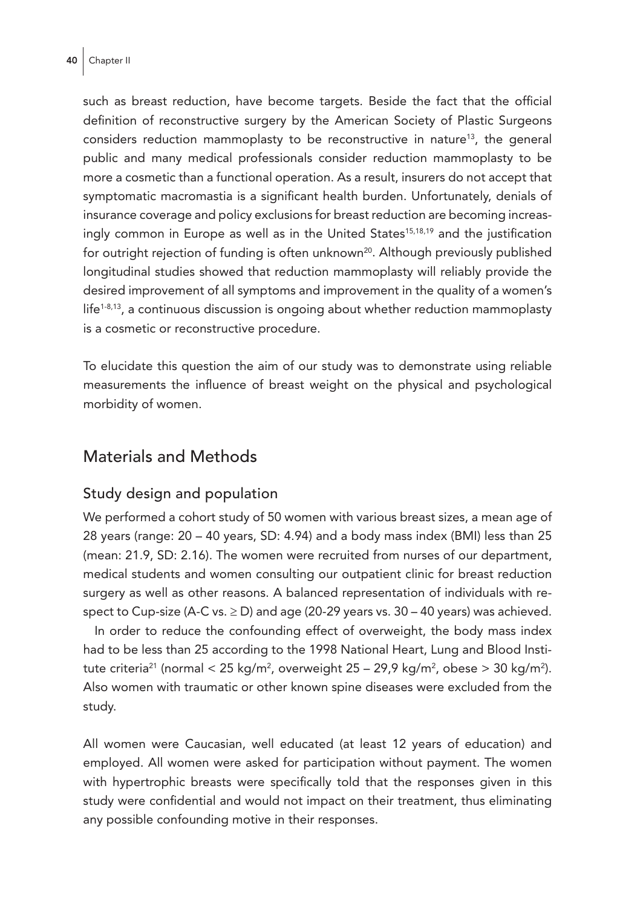such as breast reduction, have become targets. Beside the fact that the official definition of reconstructive surgery by the American Society of Plastic Surgeons considers reduction mammoplasty to be reconstructive in nature[13], the general public and many medical professionals consider reduction mammoplasty to be more a cosmetic than a functional operation. As a result, insurers do not accept that symptomatic macromastia is a significant health burden. Unfortunately, denials of insurance coverage and policy exclusions for breast reduction are becoming increasingly common in Europe as well as in the United States[15,18,19] and the justification for outright rejection of funding is often unknown[20]. Although previously published longitudinal studies showed that reduction mammoplasty will reliably provide the desired improvement of all symptoms and improvement in the quality of a women's life[1-8,13], a continuous discussion is ongoing about whether reduction mammoplasty is a cosmetic or reconstructive procedure.

To elucidate this question the aim of our study was to demonstrate using reliable measurements the influence of breast weight on the physical and psychological morbidity of women.

## Materials and Methods

### Study design and population

We performed a cohort study of 50 women with various breast sizes, a mean age of 28 years (range: 20 – 40 years, SD: 4.94) and a body mass index (BMI) less than 25 (mean: 21.9, SD: 2.16). The women were recruited from nurses of our department, medical students and women consulting our outpatient clinic for breast reduction surgery as well as other reasons. A balanced representation of individuals with respect to Cup-size (A-C vs. $\geq$ D) and age (20-29 years vs. 30 – 40 years) was achieved.

In order to reduce the confounding effect of overweight, the body mass index had to be less than 25 according to the 1998 National Heart, Lung and Blood Institute criteria[21] (normal < 25 kg/m$^2$, overweight 25 – 29,9 kg/m$^2$, obese > 30 kg/m$^2$). Also women with traumatic or other known spine diseases were excluded from the study.

All women were Caucasian, well educated (at least 12 years of education) and employed. All women were asked for participation without payment. The women with hypertrophic breasts were specifically told that the responses given in this study were confidential and would not impact on their treatment, thus eliminating any possible confounding motive in their responses.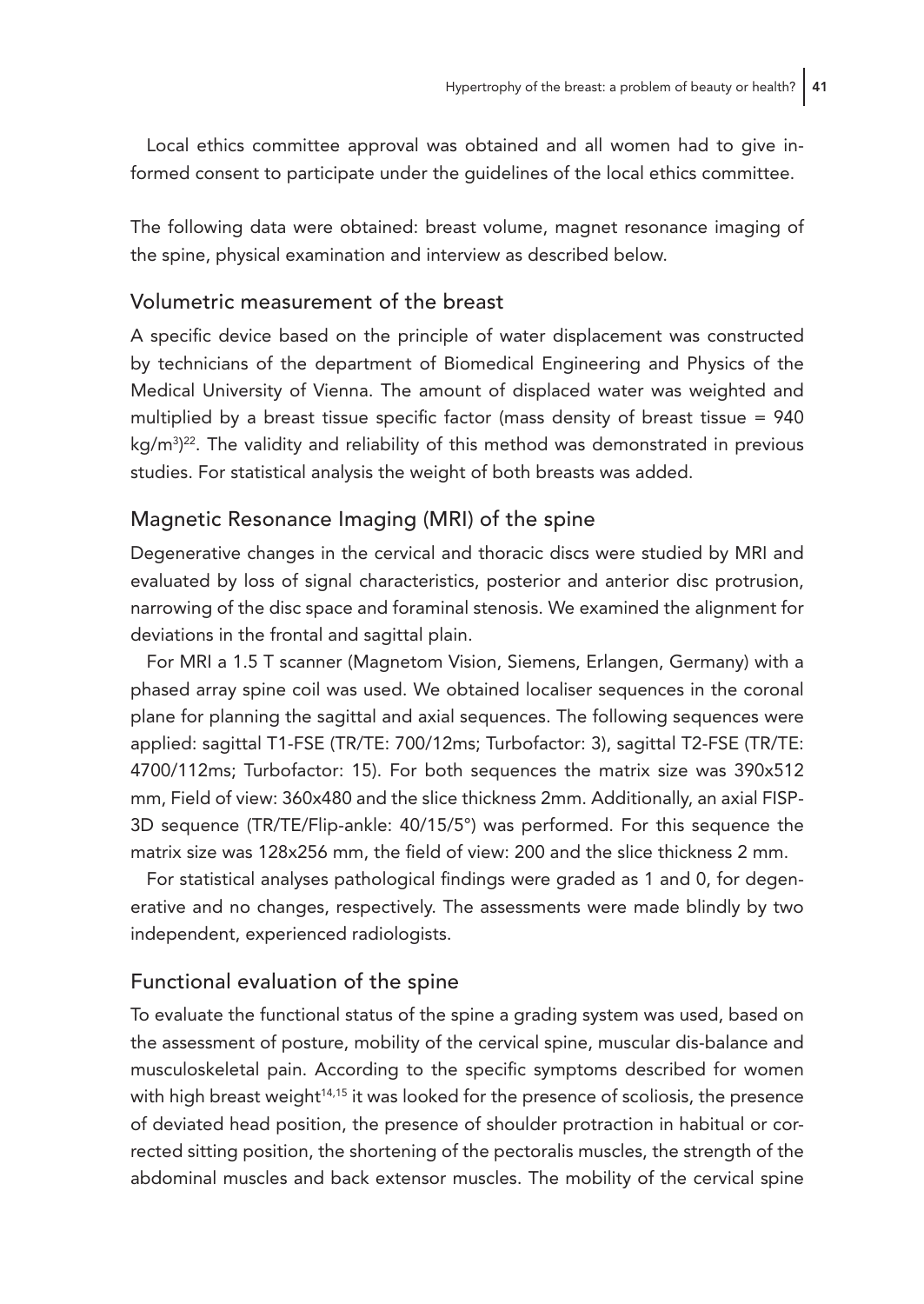Local ethics committee approval was obtained and all women had to give informed consent to participate under the guidelines of the local ethics committee.

The following data were obtained: breast volume, magnet resonance imaging of the spine, physical examination and interview as described below.

## Volumetric measurement of the breast

A specific device based on the principle of water displacement was constructed by technicians of the department of Biomedical Engineering and Physics of the Medical University of Vienna. The amount of displaced water was weighted and multiplied by a breast tissue specific factor (mass density of breast tissue = 940 $kg/m^3$)[22]. The validity and reliability of this method was demonstrated in previous studies. For statistical analysis the weight of both breasts was added.

## Magnetic Resonance Imaging (MRI) of the spine

Degenerative changes in the cervical and thoracic discs were studied by MRI and evaluated by loss of signal characteristics, posterior and anterior disc protrusion, narrowing of the disc space and foraminal stenosis. We examined the alignment for deviations in the frontal and sagittal plain.

For MRI a 1.5 T scanner (Magnetom Vision, Siemens, Erlangen, Germany) with a phased array spine coil was used. We obtained localiser sequences in the coronal plane for planning the sagittal and axial sequences. The following sequences were applied: sagittal T1-FSE (TR/TE: 700/12ms; Turbofactor: 3), sagittal T2-FSE (TR/TE: 4700/112ms; Turbofactor: 15). For both sequences the matrix size was 390x512 mm, Field of view: 360x480 and the slice thickness 2mm. Additionally, an axial FISP-3D sequence (TR/TE/Flip-ankle: 40/15/5°) was performed. For this sequence the matrix size was 128x256 mm, the field of view: 200 and the slice thickness 2 mm.

For statistical analyses pathological findings were graded as 1 and 0, for degenerative and no changes, respectively. The assessments were made blindly by two independent, experienced radiologists.

## Functional evaluation of the spine

To evaluate the functional status of the spine a grading system was used, based on the assessment of posture, mobility of the cervical spine, muscular dis-balance and musculoskeletal pain. According to the specific symptoms described for women with high breast weight[14,15] it was looked for the presence of scoliosis, the presence of deviated head position, the presence of shoulder protraction in habitual or corrected sitting position, the shortening of the pectoralis muscles, the strength of the abdominal muscles and back extensor muscles. The mobility of the cervical spine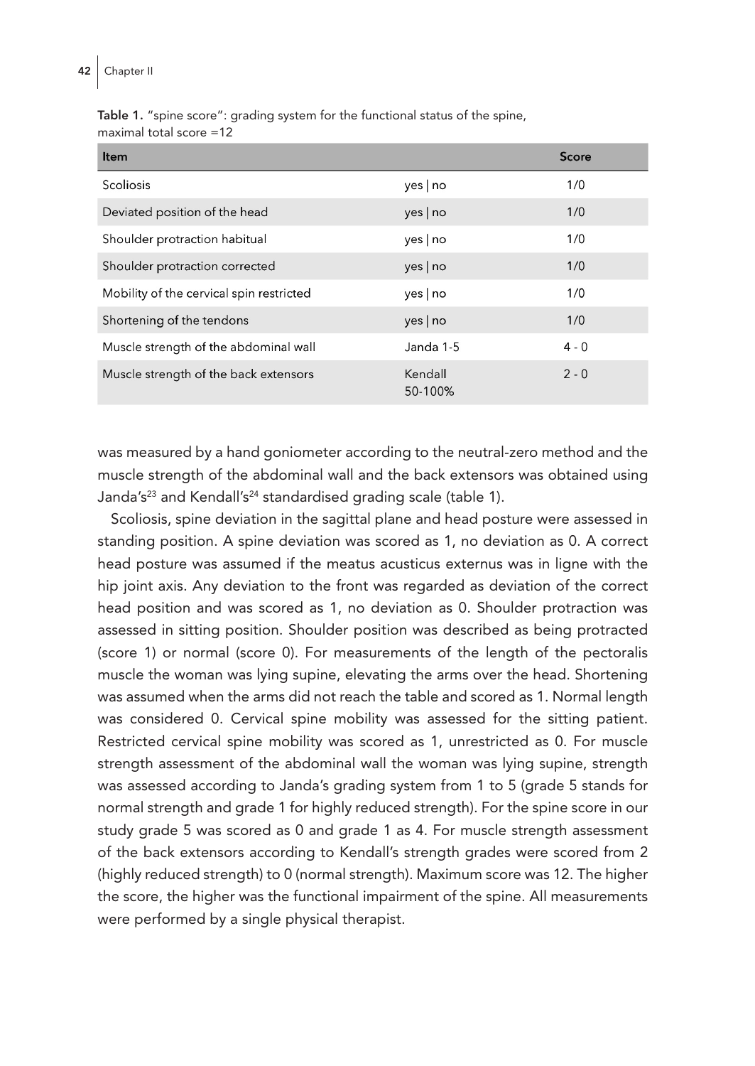**Table 1.** "spine score": grading system for the functional status of the spine, maximal total score =12

| Item | | Score |
|---|---|---|
| Scoliosis | yes \| no | 1/0 |
| Deviated position of the head | yes \| no | 1/0 |
| Shoulder protraction habitual | yes \| no | 1/0 |
| Shoulder protraction corrected | yes \| no | 1/0 |
| Mobility of the cervical spin restricted | yes \| no | 1/0 |
| Shortening of the tendons | yes \| no | 1/0 |
| Muscle strength of the abdominal wall | Janda 1-5 | 4 - 0 |
| Muscle strength of the back extensors | Kendall 50-100% | 2 - 0 |

was measured by a hand goniometer according to the neutral-zero method and the muscle strength of the abdominal wall and the back extensors was obtained using Janda's[23] and Kendall's[24] standardised grading scale (table 1).

Scoliosis, spine deviation in the sagittal plane and head posture were assessed in standing position. A spine deviation was scored as 1, no deviation as 0. A correct head posture was assumed if the meatus acusticus externus was in ligne with the hip joint axis. Any deviation to the front was regarded as deviation of the correct head position and was scored as 1, no deviation as 0. Shoulder protraction was assessed in sitting position. Shoulder position was described as being protracted (score 1) or normal (score 0). For measurements of the length of the pectoralis muscle the woman was lying supine, elevating the arms over the head. Shortening was assumed when the arms did not reach the table and scored as 1. Normal length was considered 0. Cervical spine mobility was assessed for the sitting patient. Restricted cervical spine mobility was scored as 1, unrestricted as 0. For muscle strength assessment of the abdominal wall the woman was lying supine, strength was assessed according to Janda's grading system from 1 to 5 (grade 5 stands for normal strength and grade 1 for highly reduced strength). For the spine score in our study grade 5 was scored as 0 and grade 1 as 4. For muscle strength assessment of the back extensors according to Kendall's strength grades were scored from 2 (highly reduced strength) to 0 (normal strength). Maximum score was 12. The higher the score, the higher was the functional impairment of the spine. All measurements were performed by a single physical therapist.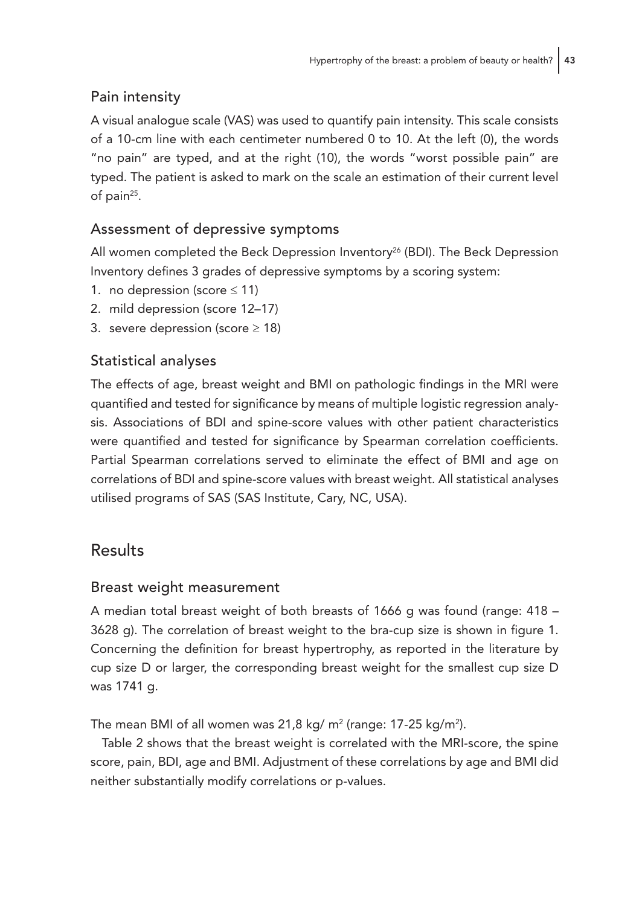### Pain intensity

A visual analogue scale (VAS) was used to quantify pain intensity. This scale consists of a 10-cm line with each centimeter numbered 0 to 10. At the left (0), the words "no pain" are typed, and at the right (10), the words "worst possible pain" are typed. The patient is asked to mark on the scale an estimation of their current level of pain[25].

### Assessment of depressive symptoms

All women completed the Beck Depression Inventory[26] (BDI). The Beck Depression Inventory defines 3 grades of depressive symptoms by a scoring system:

1. no depression (score $\leq 11$)
2. mild depression (score 12–17)
3. severe depression (score $\geq 18$)

### Statistical analyses

The effects of age, breast weight and BMI on pathologic findings in the MRI were quantified and tested for significance by means of multiple logistic regression analysis. Associations of BDI and spine-score values with other patient characteristics were quantified and tested for significance by Spearman correlation coefficients. Partial Spearman correlations served to eliminate the effect of BMI and age on correlations of BDI and spine-score values with breast weight. All statistical analyses utilised programs of SAS (SAS Institute, Cary, NC, USA).

## Results

### Breast weight measurement

A median total breast weight of both breasts of 1666 g was found (range: 418 – 3628 g). The correlation of breast weight to the bra-cup size is shown in figure 1. Concerning the definition for breast hypertrophy, as reported in the literature by cup size D or larger, the corresponding breast weight for the smallest cup size D was 1741 g.

The mean BMI of all women was 21,8 kg/ $m^2$ (range: 17-25 kg/$m^2$).

Table 2 shows that the breast weight is correlated with the MRI-score, the spine score, pain, BDI, age and BMI. Adjustment of these correlations by age and BMI did neither substantially modify correlations or p-values.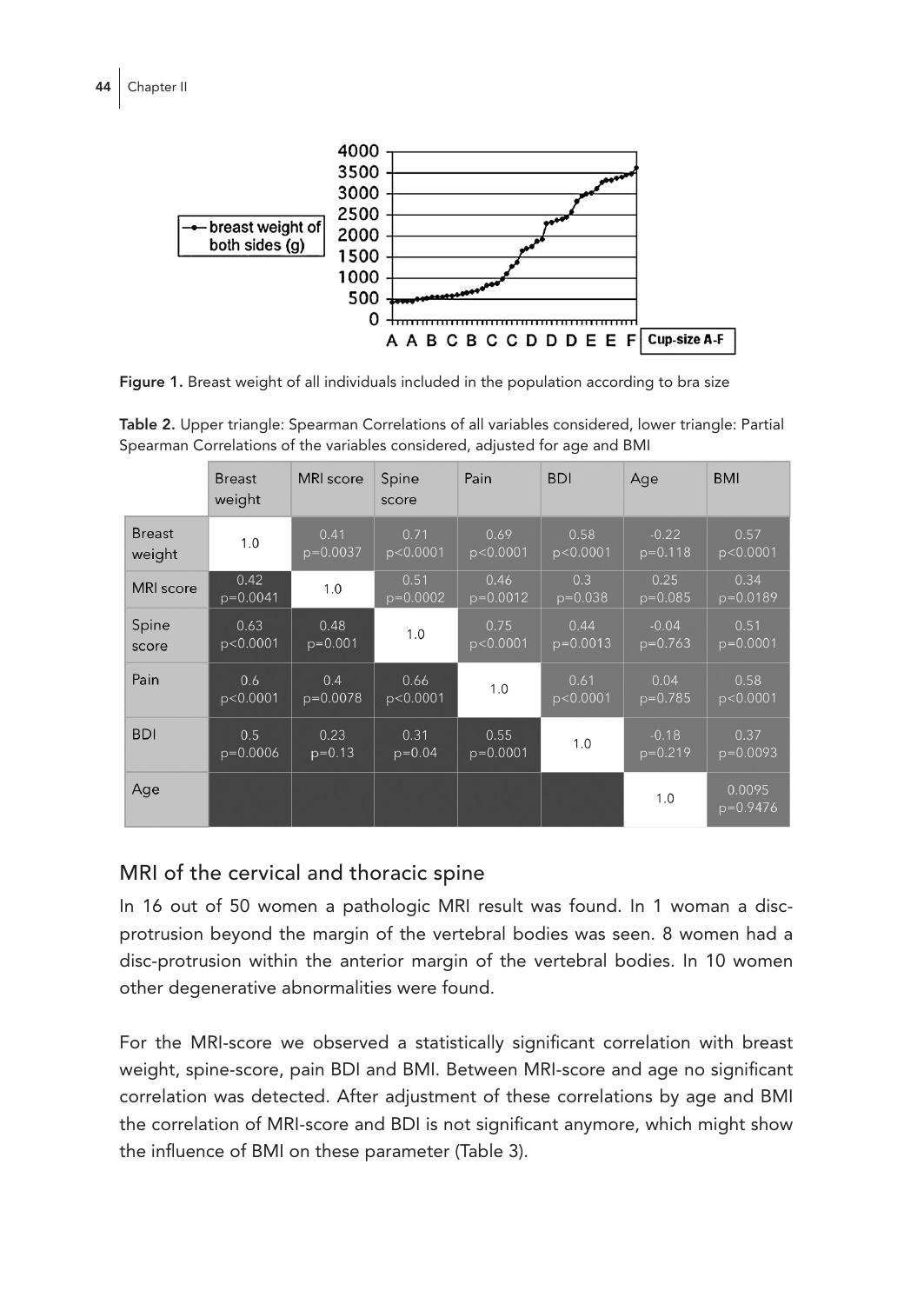Figure 1. Breast weight of all individuals included in the population according to bra size

Table 2. Upper triangle: Spearman Correlations of all variables considered, lower triangle: Partial Spearman Correlations of the variables considered, adjusted for age and BMI

| | Breast weight | MRI score | Spine score | Pain | BDI | Age | BMI |
|---|---|---|---|---|---|---|---|
| Breast weight | 1.0 | 0.41 p=0.0037 | 0.71 p<0.0001 | 0.69 p<0.0001 | 0.58 p<0.0001 | -0.22 p=0.118 | 0.57 p<0.0001 |
| MRI score | 0.42 p=0.0041 | 1.0 | 0.51 p=0.0002 | 0.46 p=0.0012 | 0.3 p=0.038 | 0.25 p=0.085 | 0.34 p=0.0189 |
| Spine score | 0.63 p<0.0001 | 0.48 p=0.001 | 1.0 | 0.75 p<0.0001 | 0.44 p=0.0013 | -0.04 p=0.763 | 0.51 p=0.0001 |
| Pain | 0.6 p<0.0001 | 0.4 p=0.0078 | 0.66 p<0.0001 | 1.0 | 0.61 p<0.0001 | 0.04 p=0.785 | 0.58 p<0.0001 |
| BDI | 0.5 p=0.0006 | 0.23 p=0.13 | 0.31 p=0.04 | 0.55 p=0.0001 | 1.0 | -0.18 p=0.219 | 0.37 p=0.0093 |
| Age | | | | | | 1.0 | 0.0095 p=0.9476 |

## MRI of the cervical and thoracic spine

In 16 out of 50 women a pathologic MRI result was found. In 1 woman a disc-protrusion beyond the margin of the vertebral bodies was seen. 8 women had a disc-protrusion within the anterior margin of the vertebral bodies. In 10 women other degenerative abnormalities were found.

For the MRI-score we observed a statistically significant correlation with breast weight, spine-score, pain BDI and BMI. Between MRI-score and age no significant correlation was detected. After adjustment of these correlations by age and BMI the correlation of MRI-score and BDI is not significant anymore, which might show the influence of BMI on these parameter (Table 3).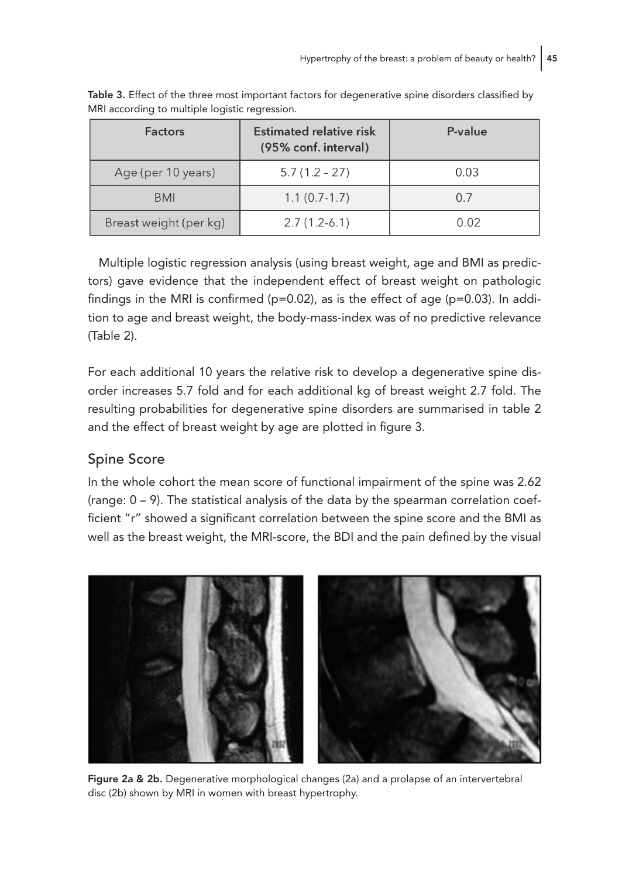**Table 3.** Effect of the three most important factors for degenerative spine disorders classified by MRI according to multiple logistic regression.

| Factors | Estimated relative risk (95% conf. interval) | P-value |
|---|---|---|
| Age (per 10 years) | 5.7 (1.2 – 27) | 0.03 |
| BMI | 1.1 (0.7-1.7) | 0.7 |
| Breast weight (per kg) | 2.7 (1.2-6.1) | 0.02 |

Multiple logistic regression analysis (using breast weight, age and BMI as predictors) gave evidence that the independent effect of breast weight on pathologic findings in the MRI is confirmed (p=0.02), as is the effect of age (p=0.03). In addition to age and breast weight, the body-mass-index was of no predictive relevance (Table 2).

For each additional 10 years the relative risk to develop a degenerative spine disorder increases 5.7 fold and for each additional kg of breast weight 2.7 fold. The resulting probabilities for degenerative spine disorders are summarised in table 2 and the effect of breast weight by age are plotted in figure 3.

## Spine Score

In the whole cohort the mean score of functional impairment of the spine was 2.62 (range: 0 – 9). The statistical analysis of the data by the spearman correlation coefficient "r" showed a significant correlation between the spine score and the BMI as well as the breast weight, the MRI-score, the BDI and the pain defined by the visual

**Figure 2a & 2b.** Degenerative morphological changes (2a) and a prolapse of an intervertebral disc (2b) shown by MRI in women with breast hypertrophy.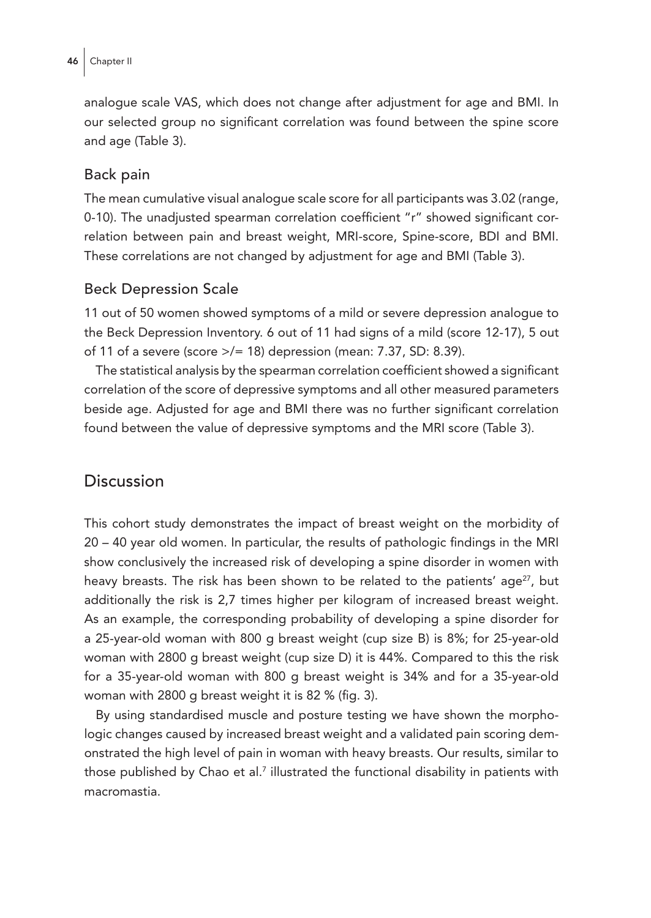analogue scale VAS, which does not change after adjustment for age and BMI. In our selected group no significant correlation was found between the spine score and age (Table 3).

### Back pain

The mean cumulative visual analogue scale score for all participants was 3.02 (range, 0-10). The unadjusted spearman correlation coefficient "r" showed significant correlation between pain and breast weight, MRI-score, Spine-score, BDI and BMI. These correlations are not changed by adjustment for age and BMI (Table 3).

### Beck Depression Scale

11 out of 50 women showed symptoms of a mild or severe depression analogue to the Beck Depression Inventory. 6 out of 11 had signs of a mild (score 12-17), 5 out of 11 of a severe (score >/= 18) depression (mean: 7.37, SD: 8.39).

The statistical analysis by the spearman correlation coefficient showed a significant correlation of the score of depressive symptoms and all other measured parameters beside age. Adjusted for age and BMI there was no further significant correlation found between the value of depressive symptoms and the MRI score (Table 3).

## Discussion

This cohort study demonstrates the impact of breast weight on the morbidity of 20 – 40 year old women. In particular, the results of pathologic findings in the MRI show conclusively the increased risk of developing a spine disorder in women with heavy breasts. The risk has been shown to be related to the patients' age[27], but additionally the risk is 2,7 times higher per kilogram of increased breast weight. As an example, the corresponding probability of developing a spine disorder for a 25-year-old woman with 800 g breast weight (cup size B) is 8%; for 25-year-old woman with 2800 g breast weight (cup size D) it is 44%. Compared to this the risk for a 35-year-old woman with 800 g breast weight is 34% and for a 35-year-old woman with 2800 g breast weight it is 82 % (fig. 3).

By using standardised muscle and posture testing we have shown the morphologic changes caused by increased breast weight and a validated pain scoring demonstrated the high level of pain in woman with heavy breasts. Our results, similar to those published by Chao et al.[7] illustrated the functional disability in patients with macromastia.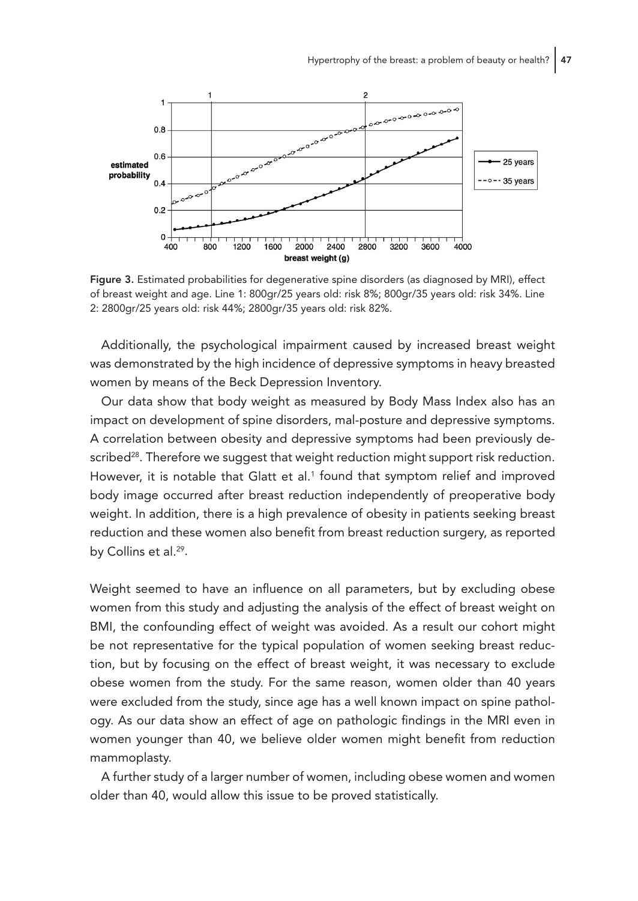Figure 3. Estimated probabilities for degenerative spine disorders (as diagnosed by MRI), effect of breast weight and age. Line 1: 800gr/25 years old: risk 8%; 800gr/35 years old: risk 34%. Line 2: 2800gr/25 years old: risk 44%; 2800gr/35 years old: risk 82%.

Additionally, the psychological impairment caused by increased breast weight was demonstrated by the high incidence of depressive symptoms in heavy breasted women by means of the Beck Depression Inventory.

Our data show that body weight as measured by Body Mass Index also has an impact on development of spine disorders, mal-posture and depressive symptoms. A correlation between obesity and depressive symptoms had been previously described[28]. Therefore we suggest that weight reduction might support risk reduction. However, it is notable that Glatt et al.[1] found that symptom relief and improved body image occurred after breast reduction independently of preoperative body weight. In addition, there is a high prevalence of obesity in patients seeking breast reduction and these women also benefit from breast reduction surgery, as reported by Collins et al.[29].

Weight seemed to have an influence on all parameters, but by excluding obese women from this study and adjusting the analysis of the effect of breast weight on BMI, the confounding effect of weight was avoided. As a result our cohort might be not representative for the typical population of women seeking breast reduction, but by focusing on the effect of breast weight, it was necessary to exclude obese women from the study. For the same reason, women older than 40 years were excluded from the study, since age has a well known impact on spine pathology. As our data show an effect of age on pathologic findings in the MRI even in women younger than 40, we believe older women might benefit from reduction mammoplasty.

A further study of a larger number of women, including obese women and women older than 40, would allow this issue to be proved statistically.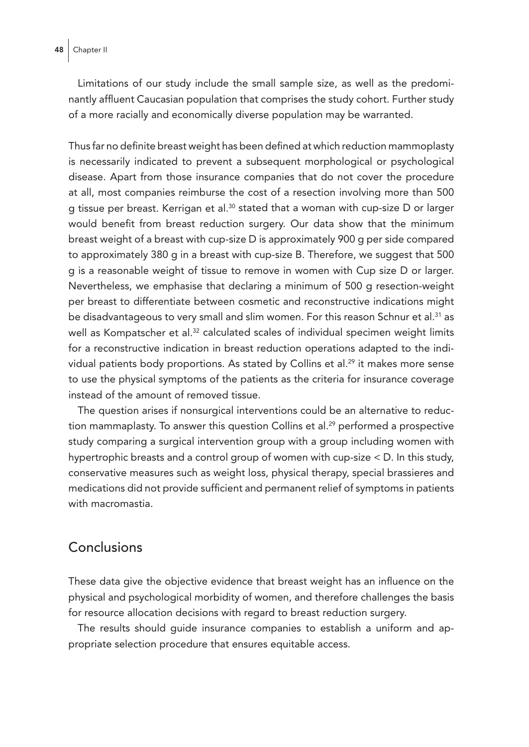Limitations of our study include the small sample size, as well as the predominantly affluent Caucasian population that comprises the study cohort. Further study of a more racially and economically diverse population may be warranted.

Thus far no definite breast weight has been defined at which reduction mammoplasty is necessarily indicated to prevent a subsequent morphological or psychological disease. Apart from those insurance companies that do not cover the procedure at all, most companies reimburse the cost of a resection involving more than 500 g tissue per breast. Kerrigan et al.[30] stated that a woman with cup-size D or larger would benefit from breast reduction surgery. Our data show that the minimum breast weight of a breast with cup-size D is approximately 900 g per side compared to approximately 380 g in a breast with cup-size B. Therefore, we suggest that 500 g is a reasonable weight of tissue to remove in women with Cup size D or larger. Nevertheless, we emphasise that declaring a minimum of 500 g resection-weight per breast to differentiate between cosmetic and reconstructive indications might be disadvantageous to very small and slim women. For this reason Schnur et al.[31] as well as Kompatscher et al.[32] calculated scales of individual specimen weight limits for a reconstructive indication in breast reduction operations adapted to the individual patients body proportions. As stated by Collins et al.[29] it makes more sense to use the physical symptoms of the patients as the criteria for insurance coverage instead of the amount of removed tissue.

The question arises if nonsurgical interventions could be an alternative to reduction mammaplasty. To answer this question Collins et al.[29] performed a prospective study comparing a surgical intervention group with a group including women with hypertrophic breasts and a control group of women with cup-size < D. In this study, conservative measures such as weight loss, physical therapy, special brassieres and medications did not provide sufficient and permanent relief of symptoms in patients with macromastia.

## Conclusions

These data give the objective evidence that breast weight has an influence on the physical and psychological morbidity of women, and therefore challenges the basis for resource allocation decisions with regard to breast reduction surgery.

The results should guide insurance companies to establish a uniform and appropriate selection procedure that ensures equitable access.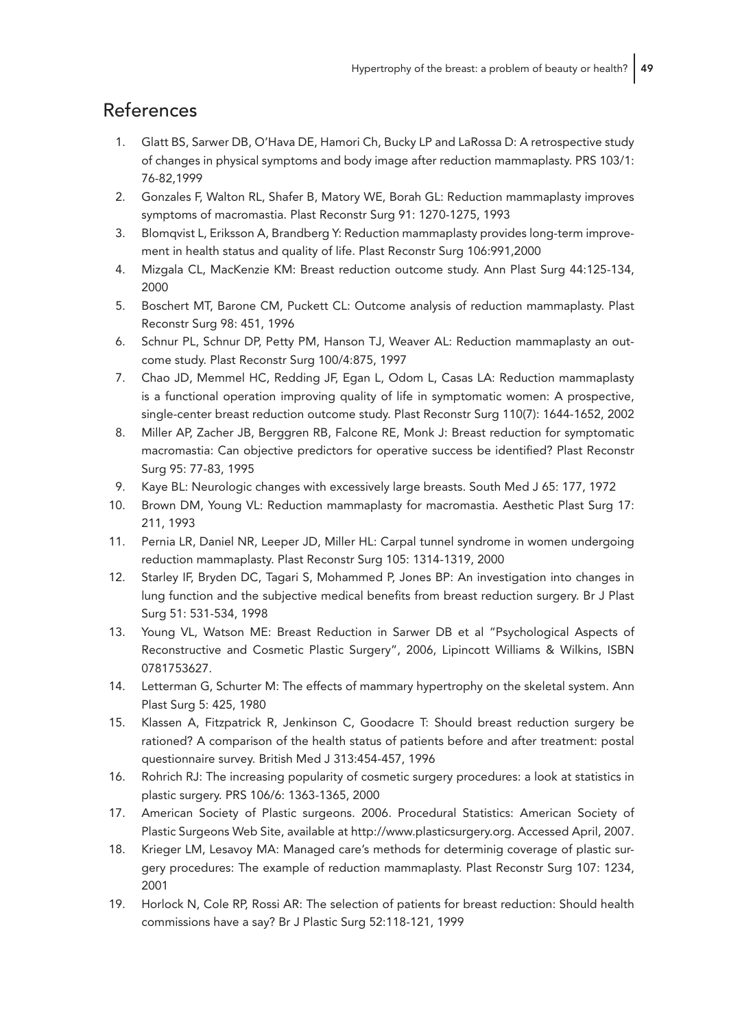## References

1. Glatt BS, Sarwer DB, O'Hava DE, Hamori Ch, Bucky LP and LaRossa D: A retrospective study of changes in physical symptoms and body image after reduction mammaplasty. PRS 103/1: 76-82,1999
2. Gonzales F, Walton RL, Shafer B, Matory WE, Borah GL: Reduction mammaplasty improves symptoms of macromastia. Plast Reconstr Surg 91: 1270-1275, 1993
3. Blomqvist L, Eriksson A, Brandberg Y: Reduction mammaplasty provides long-term improvement in health status and quality of life. Plast Reconstr Surg 106:991,2000
4. Mizgala CL, MacKenzie KM: Breast reduction outcome study. Ann Plast Surg 44:125-134, 2000
5. Boschert MT, Barone CM, Puckett CL: Outcome analysis of reduction mammaplasty. Plast Reconstr Surg 98: 451, 1996
6. Schnur PL, Schnur DP, Petty PM, Hanson TJ, Weaver AL: Reduction mammaplasty an outcome study. Plast Reconstr Surg 100/4:875, 1997
7. Chao JD, Memmel HC, Redding JF, Egan L, Odom L, Casas LA: Reduction mammaplasty is a functional operation improving quality of life in symptomatic women: A prospective, single-center breast reduction outcome study. Plast Reconstr Surg 110(7): 1644-1652, 2002
8. Miller AP, Zacher JB, Berggren RB, Falcone RE, Monk J: Breast reduction for symptomatic macromastia: Can objective predictors for operative success be identified? Plast Reconstr Surg 95: 77-83, 1995
9. Kaye BL: Neurologic changes with excessively large breasts. South Med J 65: 177, 1972
10. Brown DM, Young VL: Reduction mammaplasty for macromastia. Aesthetic Plast Surg 17: 211, 1993
11. Pernia LR, Daniel NR, Leeper JD, Miller HL: Carpal tunnel syndrome in women undergoing reduction mammaplasty. Plast Reconstr Surg 105: 1314-1319, 2000
12. Starley IF, Bryden DC, Tagari S, Mohammed P, Jones BP: An investigation into changes in lung function and the subjective medical benefits from breast reduction surgery. Br J Plast Surg 51: 531-534, 1998
13. Young VL, Watson ME: Breast Reduction in Sarwer DB et al "Psychological Aspects of Reconstructive and Cosmetic Plastic Surgery", 2006, Lipincott Williams & Wilkins, ISBN 0781753627.
14. Letterman G, Schurter M: The effects of mammary hypertrophy on the skeletal system. Ann Plast Surg 5: 425, 1980
15. Klassen A, Fitzpatrick R, Jenkinson C, Goodacre T: Should breast reduction surgery be rationed? A comparison of the health status of patients before and after treatment: postal questionnaire survey. British Med J 313:454-457, 1996
16. Rohrich RJ: The increasing popularity of cosmetic surgery procedures: a look at statistics in plastic surgery. PRS 106/6: 1363-1365, 2000
17. American Society of Plastic surgeons. 2006. Procedural Statistics: American Society of Plastic Surgeons Web Site, available at http://www.plasticsurgery.org. Accessed April, 2007.
18. Krieger LM, Lesavoy MA: Managed care's methods for determinig coverage of plastic surgery procedures: The example of reduction mammaplasty. Plast Reconstr Surg 107: 1234, 2001
19. Horlock N, Cole RP, Rossi AR: The selection of patients for breast reduction: Should health commissions have a say? Br J Plastic Surg 52:118-121, 1999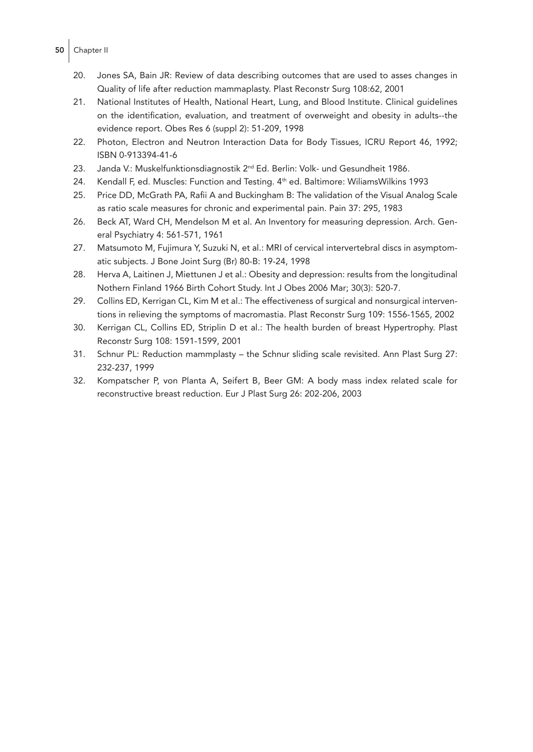20. Jones SA, Bain JR: Review of data describing outcomes that are used to asses changes in Quality of life after reduction mammaplasty. Plast Reconstr Surg 108:62, 2001
21. National Institutes of Health, National Heart, Lung, and Blood Institute. Clinical guidelines on the identification, evaluation, and treatment of overweight and obesity in adults--the evidence report. Obes Res 6 (suppl 2): 51-209, 1998
22. Photon, Electron and Neutron Interaction Data for Body Tissues, ICRU Report 46, 1992; ISBN 0-913394-41-6
23. Janda V.: Muskelfunktionsdiagnostik 2nd Ed. Berlin: Volk- und Gesundheit 1986.
24. Kendall F, ed. Muscles: Function and Testing. 4th ed. Baltimore: WiliamsWilkins 1993
25. Price DD, McGrath PA, Rafii A and Buckingham B: The validation of the Visual Analog Scale as ratio scale measures for chronic and experimental pain. Pain 37: 295, 1983
26. Beck AT, Ward CH, Mendelson M et al. An Inventory for measuring depression. Arch. General Psychiatry 4: 561-571, 1961
27. Matsumoto M, Fujimura Y, Suzuki N, et al.: MRI of cervical intervertebral discs in asymptomatic subjects. J Bone Joint Surg (Br) 80-B: 19-24, 1998
28. Herva A, Laitinen J, Miettunen J et al.: Obesity and depression: results from the longitudinal Nothern Finland 1966 Birth Cohort Study. Int J Obes 2006 Mar; 30(3): 520-7.
29. Collins ED, Kerrigan CL, Kim M et al.: The effectiveness of surgical and nonsurgical interventions in relieving the symptoms of macromastia. Plast Reconstr Surg 109: 1556-1565, 2002
30. Kerrigan CL, Collins ED, Striplin D et al.: The health burden of breast Hypertrophy. Plast Reconstr Surg 108: 1591-1599, 2001
31. Schnur PL: Reduction mammplasty – the Schnur sliding scale revisited. Ann Plast Surg 27: 232-237, 1999
32. Kompatscher P, von Planta A, Seifert B, Beer GM: A body mass index related scale for reconstructive breast reduction. Eur J Plast Surg 26: 202-206, 2003